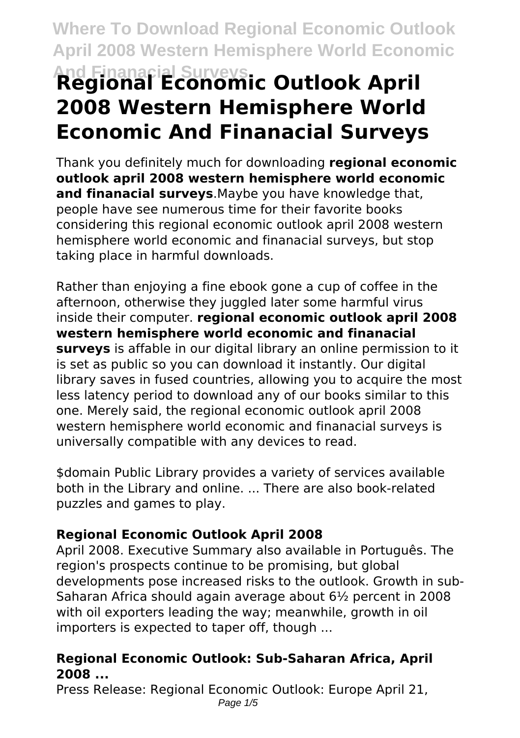# Regional Economic Outlook April 2008 Western Hemisphere World Economic And Finanacial Surveys

Thank you definitely much for downloading **regional economic outlook april 2008 western hemisphere world economic and finanacial surveys**.Maybe you have knowledge that, people have see numerous time for their favorite books considering this regional economic outlook april 2008 western hemisphere world economic and finanacial surveys, but stop taking place in harmful downloads.

Rather than enjoying a fine ebook gone a cup of coffee in the afternoon, otherwise they juggled later some harmful virus inside their computer. **regional economic outlook april 2008 western hemisphere world economic and finanacial surveys** is affable in our digital library an online permission to it is set as public so you can download it instantly. Our digital library saves in fused countries, allowing you to acquire the most less latency period to download any of our books similar to this one. Merely said, the regional economic outlook april 2008 western hemisphere world economic and finanacial surveys is universally compatible with any devices to read.

$domain Public Library provides a variety of services available both in the Library and online. ... There are also book-related puzzles and games to play.

### Regional Economic Outlook April 2008

April 2008. Executive Summary also available in Português. The region's prospects continue to be promising, but global developments pose increased risks to the outlook. Growth in sub-Saharan Africa should again average about 6½ percent in 2008 with oil exporters leading the way; meanwhile, growth in oil importers is expected to taper off, though ...

### Regional Economic Outlook: Sub-Saharan Africa, April 2008 ...

Press Release: Regional Economic Outlook: Europe April 21,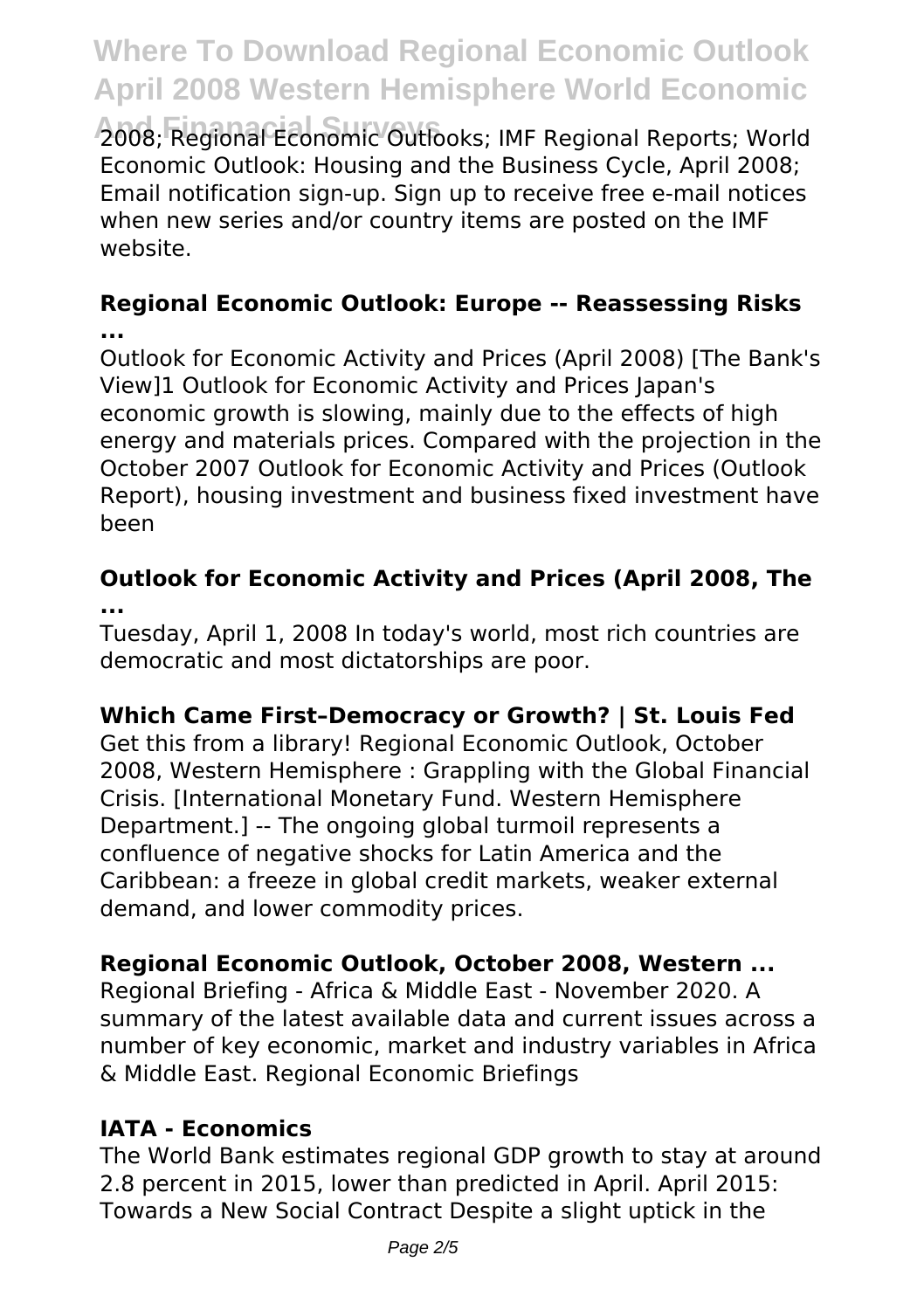2008; Regional Economic Outlooks; IMF Regional Reports; World Economic Outlook: Housing and the Business Cycle, April 2008; Email notification sign-up. Sign up to receive free e-mail notices when new series and/or country items are posted on the IMF website.

**Regional Economic Outlook: Europe -- Reassessing Risks ...**

Outlook for Economic Activity and Prices (April 2008) [The Bank's View]1 Outlook for Economic Activity and Prices Japan's economic growth is slowing, mainly due to the effects of high energy and materials prices. Compared with the projection in the October 2007 Outlook for Economic Activity and Prices (Outlook Report), housing investment and business fixed investment have been

**Outlook for Economic Activity and Prices (April 2008, The ...**

Tuesday, April 1, 2008 In today's world, most rich countries are democratic and most dictatorships are poor.

**Which Came First–Democracy or Growth? | St. Louis Fed**

Get this from a library! Regional Economic Outlook, October 2008, Western Hemisphere : Grappling with the Global Financial Crisis. [International Monetary Fund. Western Hemisphere Department.] -- The ongoing global turmoil represents a confluence of negative shocks for Latin America and the Caribbean: a freeze in global credit markets, weaker external demand, and lower commodity prices.

**Regional Economic Outlook, October 2008, Western ...**

Regional Briefing - Africa & Middle East - November 2020. A summary of the latest available data and current issues across a number of key economic, market and industry variables in Africa & Middle East. Regional Economic Briefings

**IATA - Economics**

The World Bank estimates regional GDP growth to stay at around 2.8 percent in 2015, lower than predicted in April. April 2015: Towards a New Social Contract Despite a slight uptick in the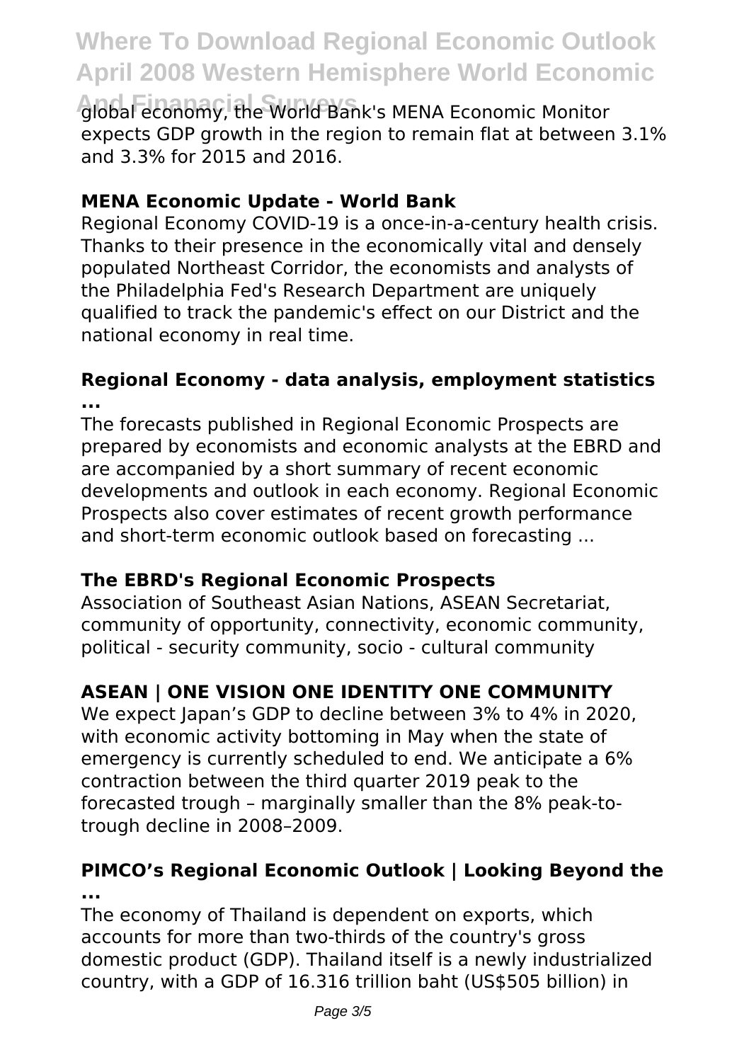global economy, the World Bank's MENA Economic Monitor expects GDP growth in the region to remain flat at between 3.1% and 3.3% for 2015 and 2016.

### MENA Economic Update - World Bank

Regional Economy COVID-19 is a once-in-a-century health crisis. Thanks to their presence in the economically vital and densely populated Northeast Corridor, the economists and analysts of the Philadelphia Fed's Research Department are uniquely qualified to track the pandemic's effect on our District and the national economy in real time.

### Regional Economy - data analysis, employment statistics ...

The forecasts published in Regional Economic Prospects are prepared by economists and economic analysts at the EBRD and are accompanied by a short summary of recent economic developments and outlook in each economy. Regional Economic Prospects also cover estimates of recent growth performance and short-term economic outlook based on forecasting ...

### The EBRD's Regional Economic Prospects

Association of Southeast Asian Nations, ASEAN Secretariat, community of opportunity, connectivity, economic community, political - security community, socio - cultural community

### ASEAN | ONE VISION ONE IDENTITY ONE COMMUNITY

We expect Japan's GDP to decline between 3% to 4% in 2020, with economic activity bottoming in May when the state of emergency is currently scheduled to end. We anticipate a 6% contraction between the third quarter 2019 peak to the forecasted trough – marginally smaller than the 8% peak-to-trough decline in 2008–2009.

### PIMCO's Regional Economic Outlook | Looking Beyond the ...

The economy of Thailand is dependent on exports, which accounts for more than two-thirds of the country's gross domestic product (GDP). Thailand itself is a newly industrialized country, with a GDP of 16.316 trillion baht (US$505 billion) in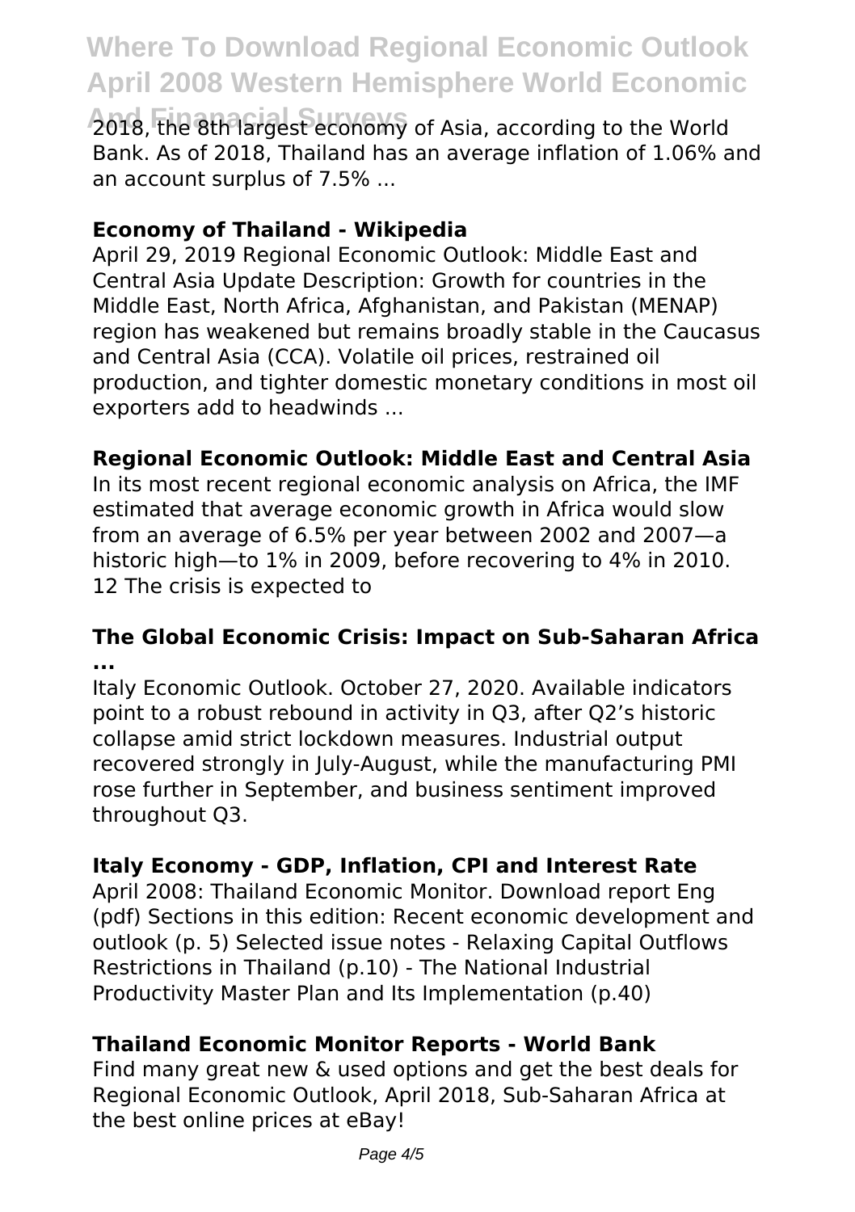2018, the 8th largest economy of Asia, according to the World Bank. As of 2018, Thailand has an average inflation of 1.06% and an account surplus of 7.5% ...

**Economy of Thailand - Wikipedia**

April 29, 2019 Regional Economic Outlook: Middle East and Central Asia Update Description: Growth for countries in the Middle East, North Africa, Afghanistan, and Pakistan (MENAP) region has weakened but remains broadly stable in the Caucasus and Central Asia (CCA). Volatile oil prices, restrained oil production, and tighter domestic monetary conditions in most oil exporters add to headwinds ...

**Regional Economic Outlook: Middle East and Central Asia**

In its most recent regional economic analysis on Africa, the IMF estimated that average economic growth in Africa would slow from an average of 6.5% per year between 2002 and 2007—a historic high—to 1% in 2009, before recovering to 4% in 2010. 12 The crisis is expected to

**The Global Economic Crisis: Impact on Sub-Saharan Africa ...**

Italy Economic Outlook. October 27, 2020. Available indicators point to a robust rebound in activity in Q3, after Q2's historic collapse amid strict lockdown measures. Industrial output recovered strongly in July-August, while the manufacturing PMI rose further in September, and business sentiment improved throughout Q3.

**Italy Economy - GDP, Inflation, CPI and Interest Rate**

April 2008: Thailand Economic Monitor. Download report Eng (pdf) Sections in this edition: Recent economic development and outlook (p. 5) Selected issue notes - Relaxing Capital Outflows Restrictions in Thailand (p.10) - The National Industrial Productivity Master Plan and Its Implementation (p.40)

**Thailand Economic Monitor Reports - World Bank**

Find many great new & used options and get the best deals for Regional Economic Outlook, April 2018, Sub-Saharan Africa at the best online prices at eBay!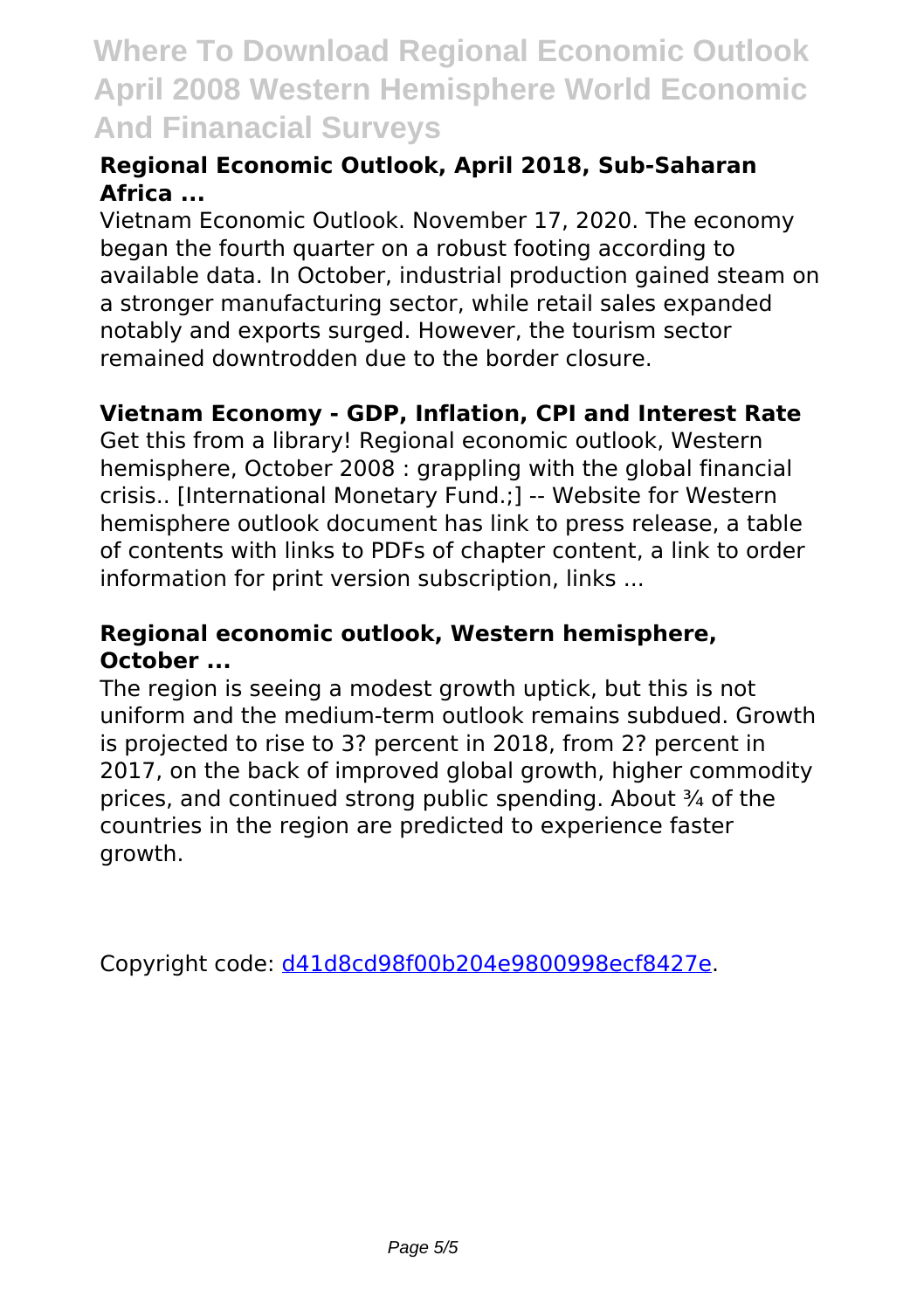### Regional Economic Outlook, April 2018, Sub-Saharan Africa ...

Vietnam Economic Outlook. November 17, 2020. The economy began the fourth quarter on a robust footing according to available data. In October, industrial production gained steam on a stronger manufacturing sector, while retail sales expanded notably and exports surged. However, the tourism sector remained downtrodden due to the border closure.

### Vietnam Economy - GDP, Inflation, CPI and Interest Rate

Get this from a library! Regional economic outlook, Western hemisphere, October 2008 : grappling with the global financial crisis.. [International Monetary Fund.;] -- Website for Western hemisphere outlook document has link to press release, a table of contents with links to PDFs of chapter content, a link to order information for print version subscription, links ...

### Regional economic outlook, Western hemisphere, October ...

The region is seeing a modest growth uptick, but this is not uniform and the medium-term outlook remains subdued. Growth is projected to rise to 3? percent in 2018, from 2? percent in 2017, on the back of improved global growth, higher commodity prices, and continued strong public spending. About ¾ of the countries in the region are predicted to experience faster growth.

Copyright code: d41d8cd98f00b204e9800998ecf8427e.